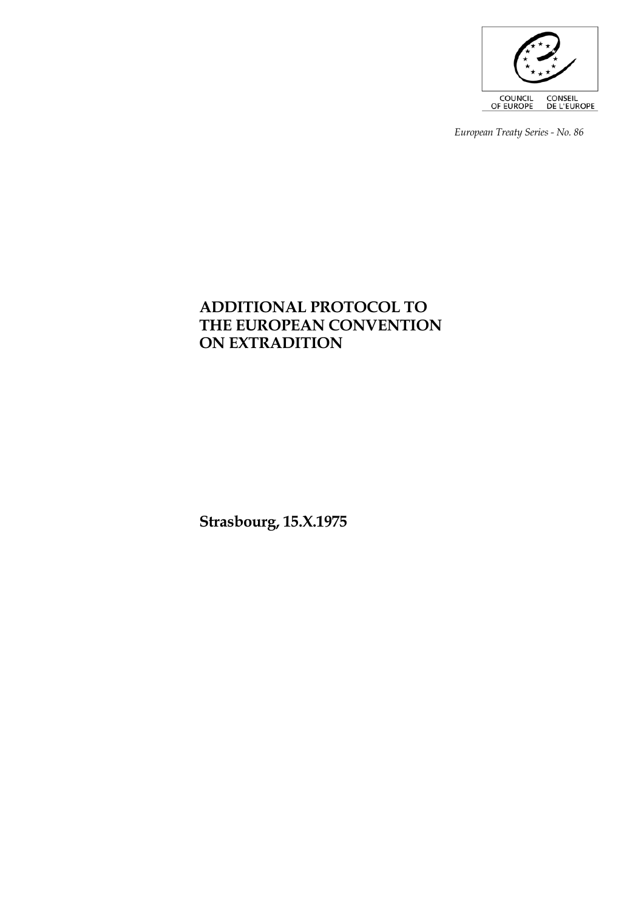COUNCIL OF EUROPE CONSEIL DE L'EUROPE

*European Treaty Series - No. 86*

# ADDITIONAL PROTOCOL TO THE EUROPEAN CONVENTION ON EXTRADITION

**Strasbourg, 15.X.1975**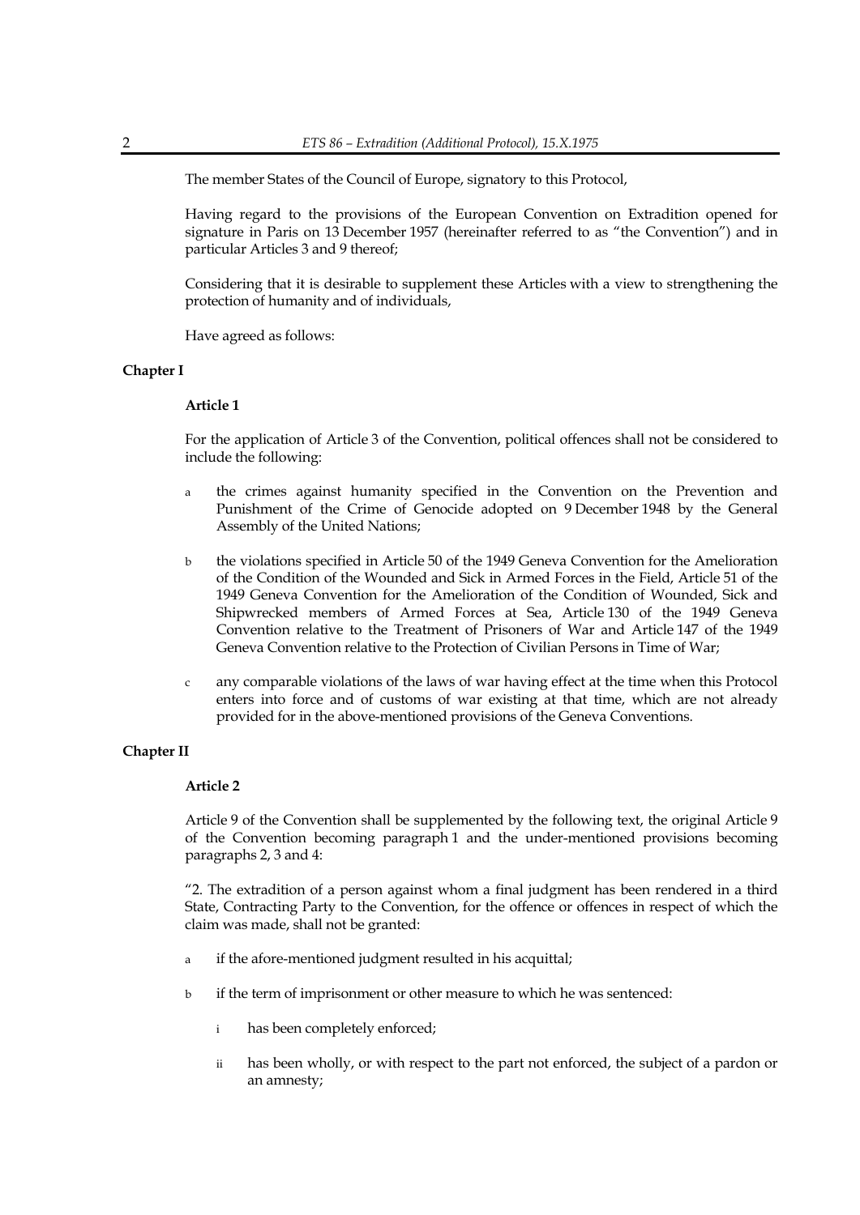The member States of the Council of Europe, signatory to this Protocol,

Having regard to the provisions of the European Convention on Extradition opened for signature in Paris on 13 December 1957 (hereinafter referred to as "the Convention") and in particular Articles 3 and 9 thereof;

Considering that it is desirable to supplement these Articles with a view to strengthening the protection of humanity and of individuals,

Have agreed as follows:

## Chapter I

### Article 1

For the application of Article 3 of the Convention, political offences shall not be considered to include the following:

- a the crimes against humanity specified in the Convention on the Prevention and Punishment of the Crime of Genocide adopted on 9 December 1948 by the General Assembly of the United Nations;
- b the violations specified in Article 50 of the 1949 Geneva Convention for the Amelioration of the Condition of the Wounded and Sick in Armed Forces in the Field, Article 51 of the 1949 Geneva Convention for the Amelioration of the Condition of Wounded, Sick and Shipwrecked members of Armed Forces at Sea, Article 130 of the 1949 Geneva Convention relative to the Treatment of Prisoners of War and Article 147 of the 1949 Geneva Convention relative to the Protection of Civilian Persons in Time of War;
- c any comparable violations of the laws of war having effect at the time when this Protocol enters into force and of customs of war existing at that time, which are not already provided for in the above-mentioned provisions of the Geneva Conventions.

## Chapter II

### Article 2

Article 9 of the Convention shall be supplemented by the following text, the original Article 9 of the Convention becoming paragraph 1 and the under-mentioned provisions becoming paragraphs 2, 3 and 4:

"2. The extradition of a person against whom a final judgment has been rendered in a third State, Contracting Party to the Convention, for the offence or offences in respect of which the claim was made, shall not be granted:

- a if the afore-mentioned judgment resulted in his acquittal;
- b if the term of imprisonment or other measure to which he was sentenced:
  - i has been completely enforced;
  - ii has been wholly, or with respect to the part not enforced, the subject of a pardon or an amnesty;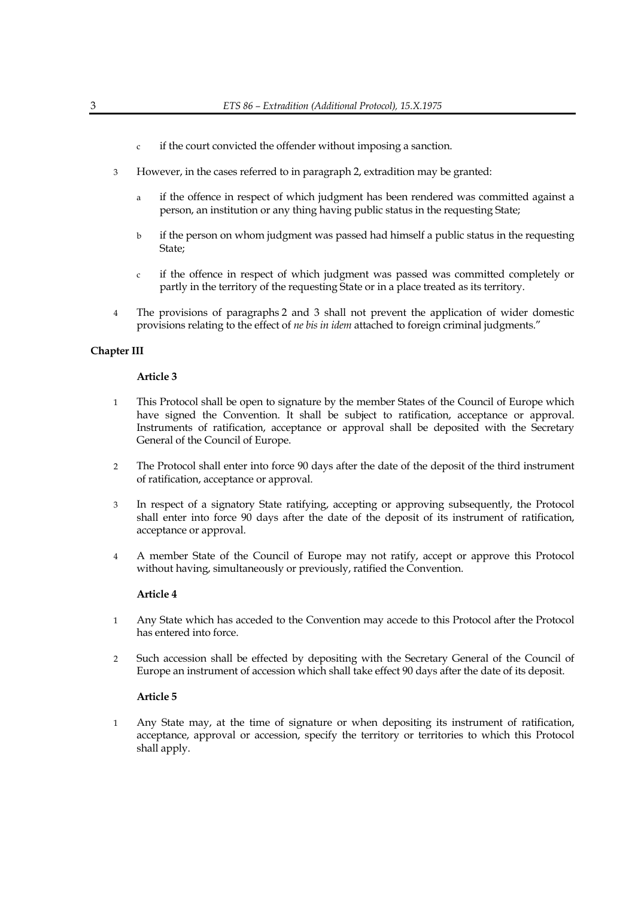c if the court convicted the offender without imposing a sanction.

3 However, in the cases referred to in paragraph 2, extradition may be granted:

a if the offence in respect of which judgment has been rendered was committed against a person, an institution or any thing having public status in the requesting State;

b if the person on whom judgment was passed had himself a public status in the requesting State;

c if the offence in respect of which judgment was passed was committed completely or partly in the territory of the requesting State or in a place treated as its territory.

4 The provisions of paragraphs 2 and 3 shall not prevent the application of wider domestic provisions relating to the effect of *ne bis in idem* attached to foreign criminal judgments."

**Chapter III**

**Article 3**

1 This Protocol shall be open to signature by the member States of the Council of Europe which have signed the Convention. It shall be subject to ratification, acceptance or approval. Instruments of ratification, acceptance or approval shall be deposited with the Secretary General of the Council of Europe.

2 The Protocol shall enter into force 90 days after the date of the deposit of the third instrument of ratification, acceptance or approval.

3 In respect of a signatory State ratifying, accepting or approving subsequently, the Protocol shall enter into force 90 days after the date of the deposit of its instrument of ratification, acceptance or approval.

4 A member State of the Council of Europe may not ratify, accept or approve this Protocol without having, simultaneously or previously, ratified the Convention.

**Article 4**

1 Any State which has acceded to the Convention may accede to this Protocol after the Protocol has entered into force.

2 Such accession shall be effected by depositing with the Secretary General of the Council of Europe an instrument of accession which shall take effect 90 days after the date of its deposit.

**Article 5**

1 Any State may, at the time of signature or when depositing its instrument of ratification, acceptance, approval or accession, specify the territory or territories to which this Protocol shall apply.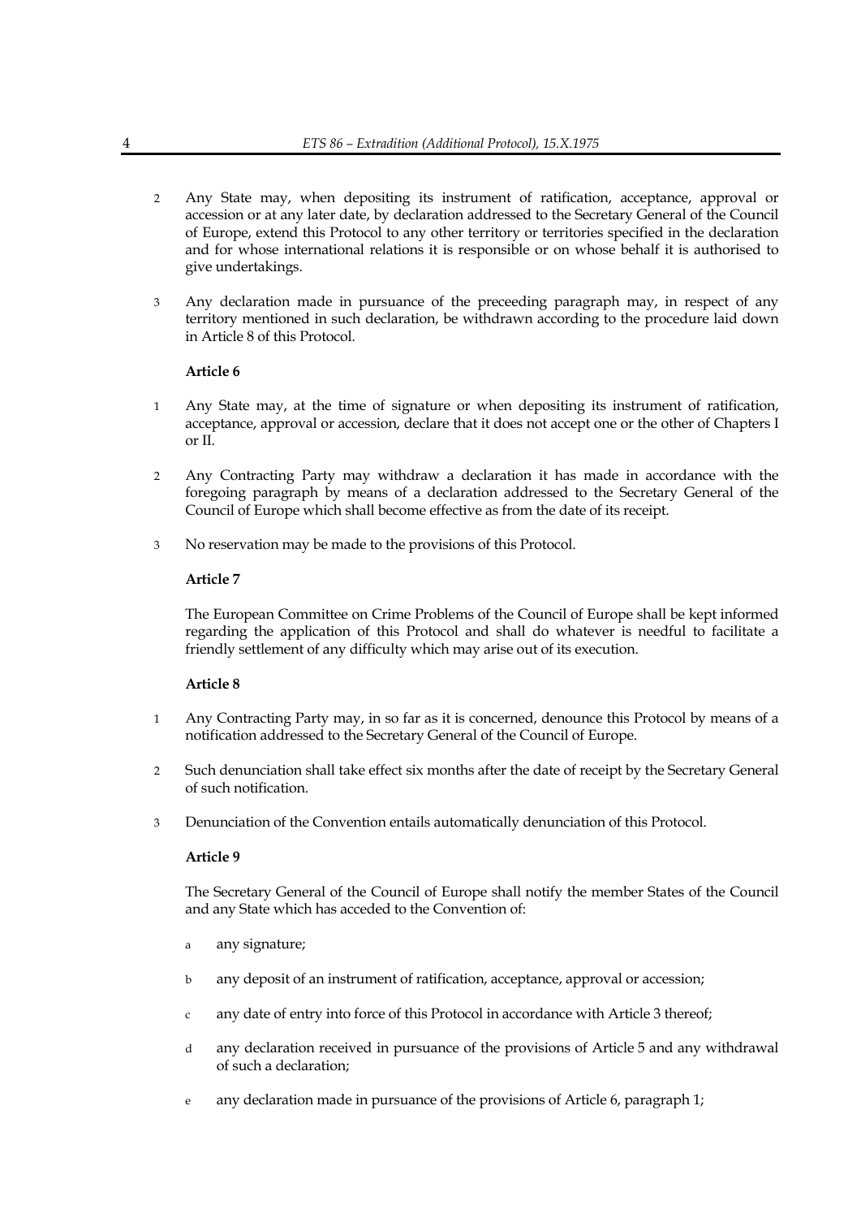2 Any State may, when depositing its instrument of ratification, acceptance, approval or accession or at any later date, by declaration addressed to the Secretary General of the Council of Europe, extend this Protocol to any other territory or territories specified in the declaration and for whose international relations it is responsible or on whose behalf it is authorised to give undertakings.

3 Any declaration made in pursuance of the preceeding paragraph may, in respect of any territory mentioned in such declaration, be withdrawn according to the procedure laid down in Article 8 of this Protocol.

**Article 6**

1 Any State may, at the time of signature or when depositing its instrument of ratification, acceptance, approval or accession, declare that it does not accept one or the other of Chapters I or II.

2 Any Contracting Party may withdraw a declaration it has made in accordance with the foregoing paragraph by means of a declaration addressed to the Secretary General of the Council of Europe which shall become effective as from the date of its receipt.

3 No reservation may be made to the provisions of this Protocol.

**Article 7**

The European Committee on Crime Problems of the Council of Europe shall be kept informed regarding the application of this Protocol and shall do whatever is needful to facilitate a friendly settlement of any difficulty which may arise out of its execution.

**Article 8**

1 Any Contracting Party may, in so far as it is concerned, denounce this Protocol by means of a notification addressed to the Secretary General of the Council of Europe.

2 Such denunciation shall take effect six months after the date of receipt by the Secretary General of such notification.

3 Denunciation of the Convention entails automatically denunciation of this Protocol.

**Article 9**

The Secretary General of the Council of Europe shall notify the member States of the Council and any State which has acceded to the Convention of:

a any signature;

b any deposit of an instrument of ratification, acceptance, approval or accession;

c any date of entry into force of this Protocol in accordance with Article 3 thereof;

d any declaration received in pursuance of the provisions of Article 5 and any withdrawal of such a declaration;

e any declaration made in pursuance of the provisions of Article 6, paragraph 1;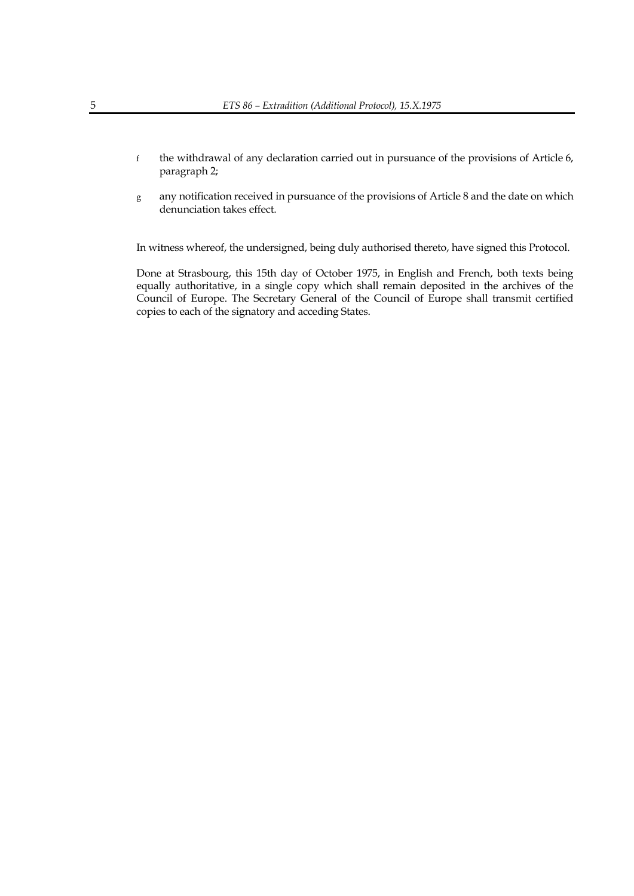f the withdrawal of any declaration carried out in pursuance of the provisions of Article 6, paragraph 2;

g any notification received in pursuance of the provisions of Article 8 and the date on which denunciation takes effect.

In witness whereof, the undersigned, being duly authorised thereto, have signed this Protocol.

Done at Strasbourg, this 15th day of October 1975, in English and French, both texts being equally authoritative, in a single copy which shall remain deposited in the archives of the Council of Europe. The Secretary General of the Council of Europe shall transmit certified copies to each of the signatory and acceding States.